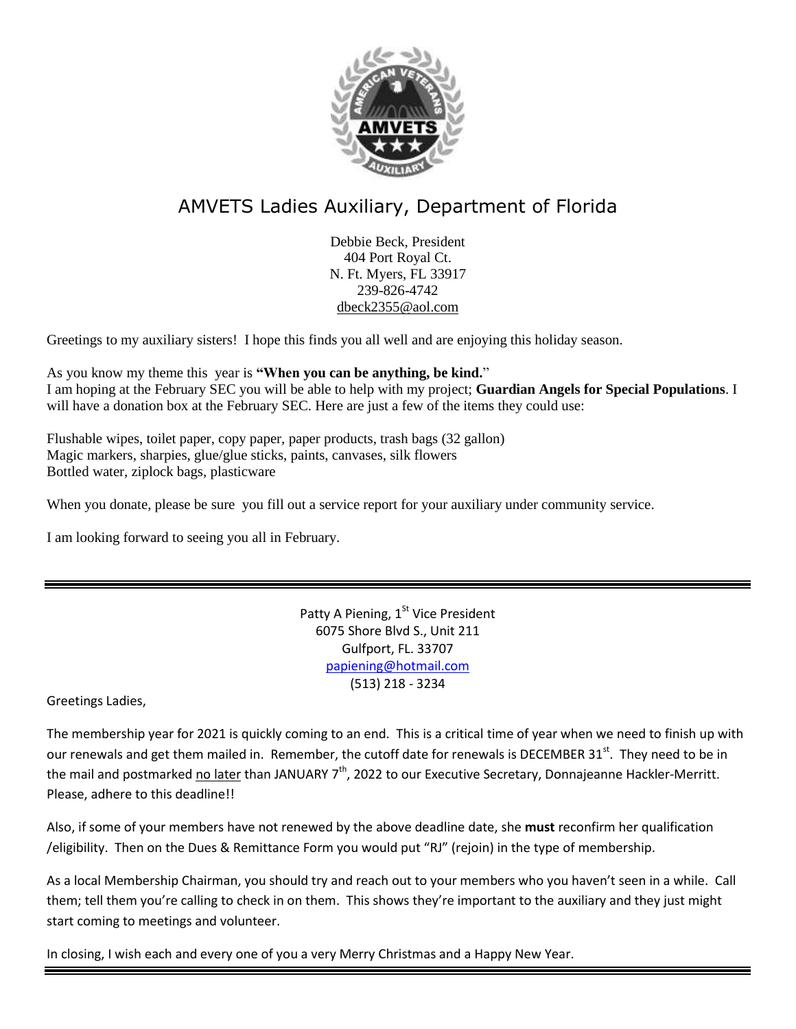# AMVETS Ladies Auxiliary, Department of Florida

Debbie Beck, President
404 Port Royal Ct.
N. Ft. Myers, FL 33917
239-826-4742
dbeck2355@aol.com

Greetings to my auxiliary sisters! I hope this finds you all well and are enjoying this holiday season.

As you know my theme this year is **"When you can be anything, be kind.**"
I am hoping at the February SEC you will be able to help with my project; **Guardian Angels for Special Populations**. I will have a donation box at the February SEC. Here are just a few of the items they could use:

Flushable wipes, toilet paper, copy paper, paper products, trash bags (32 gallon)
Magic markers, sharpies, glue/glue sticks, paints, canvases, silk flowers
Bottled water, ziplock bags, plasticware

When you donate, please be sure you fill out a service report for your auxiliary under community service.

I am looking forward to seeing you all in February.

---

Patty A Piening, 1st Vice President
6075 Shore Blvd S., Unit 211
Gulfport, FL. 33707
papiening@hotmail.com
(513) 218 - 3234

Greetings Ladies,

The membership year for 2021 is quickly coming to an end. This is a critical time of year when we need to finish up with our renewals and get them mailed in. Remember, the cutoff date for renewals is DECEMBER 31st. They need to be in the mail and postmarked no later than JANUARY 7th, 2022 to our Executive Secretary, Donnajeanne Hackler-Merritt. Please, adhere to this deadline!!

Also, if some of your members have not renewed by the above deadline date, she **must** reconfirm her qualification /eligibility. Then on the Dues & Remittance Form you would put "RJ" (rejoin) in the type of membership.

As a local Membership Chairman, you should try and reach out to your members who you haven't seen in a while. Call them; tell them you're calling to check in on them. This shows they're important to the auxiliary and they just might start coming to meetings and volunteer.

In closing, I wish each and every one of you a very Merry Christmas and a Happy New Year.

---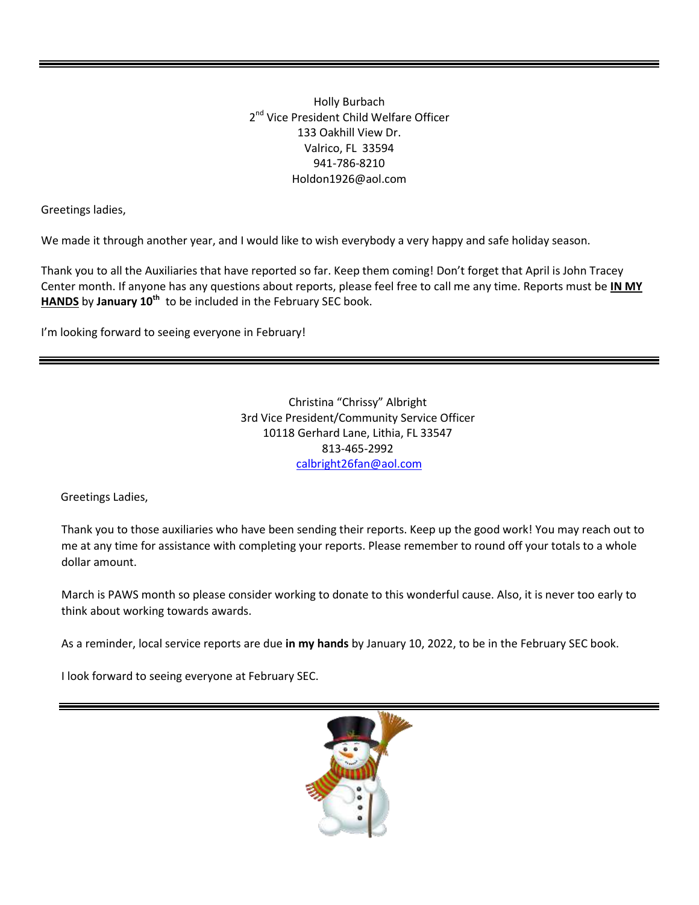---

Holly Burbach
2nd Vice President Child Welfare Officer
133 Oakhill View Dr.
Valrico, FL 33594
941-786-8210
Holdon1926@aol.com

Greetings ladies,

We made it through another year, and I would like to wish everybody a very happy and safe holiday season.

Thank you to all the Auxiliaries that have reported so far. Keep them coming! Don't forget that April is John Tracey Center month. If anyone has any questions about reports, please feel free to call me any time. Reports must be **IN MY HANDS** by **January 10th** to be included in the February SEC book.

I'm looking forward to seeing everyone in February!

---

Christina "Chrissy" Albright
3rd Vice President/Community Service Officer
10118 Gerhard Lane, Lithia, FL 33547
813-465-2992
calbright26fan@aol.com

Greetings Ladies,

Thank you to those auxiliaries who have been sending their reports. Keep up the good work! You may reach out to me at any time for assistance with completing your reports. Please remember to round off your totals to a whole dollar amount.

March is PAWS month so please consider working to donate to this wonderful cause. Also, it is never too early to think about working towards awards.

As a reminder, local service reports are due **in my hands** by January 10, 2022, to be in the February SEC book.

I look forward to seeing everyone at February SEC.

---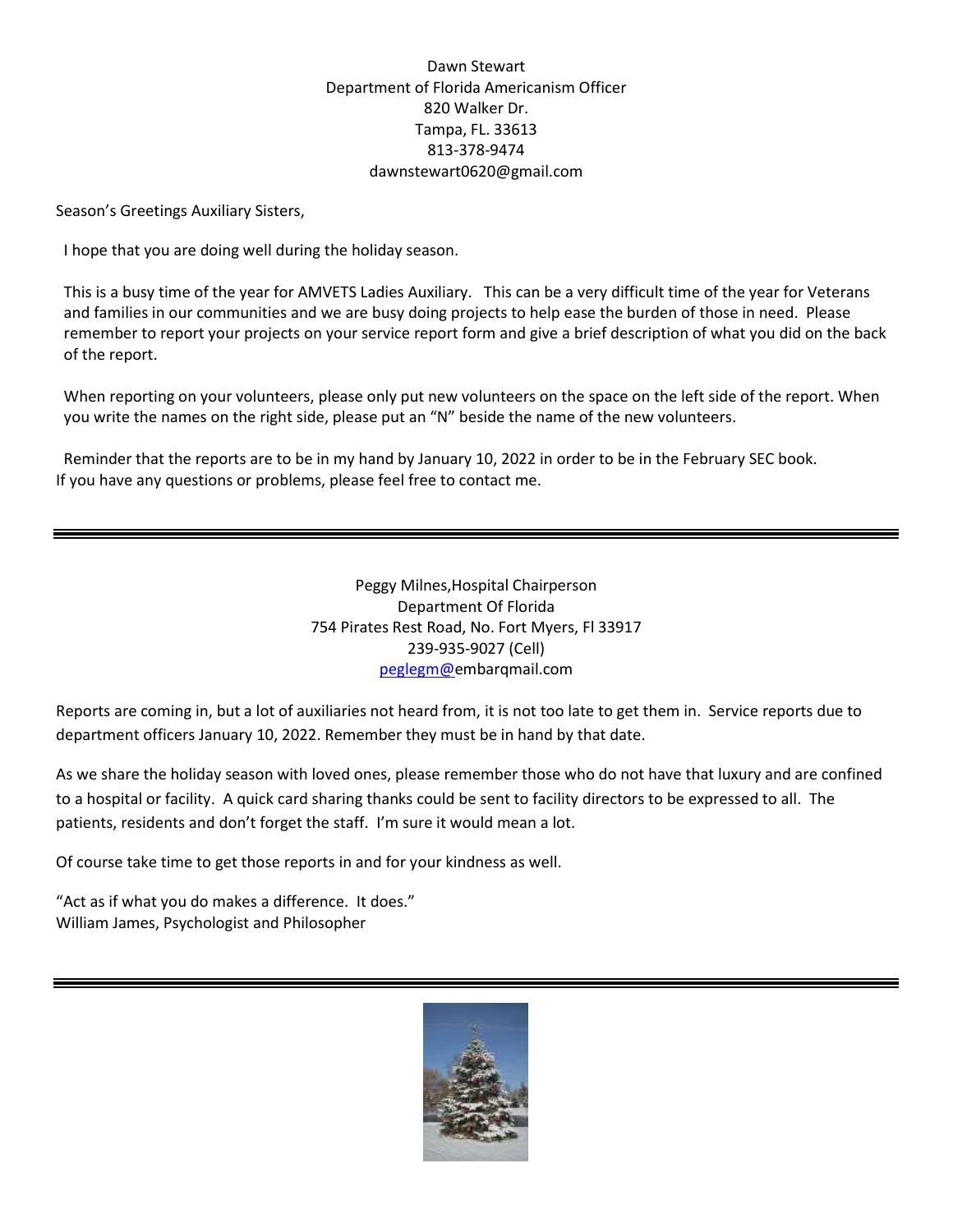Dawn Stewart
Department of Florida Americanism Officer
820 Walker Dr.
Tampa, FL. 33613
813-378-9474
dawnstewart0620@gmail.com

Season's Greetings Auxiliary Sisters,

I hope that you are doing well during the holiday season.

This is a busy time of the year for AMVETS Ladies Auxiliary. This can be a very difficult time of the year for Veterans and families in our communities and we are busy doing projects to help ease the burden of those in need. Please remember to report your projects on your service report form and give a brief description of what you did on the back of the report.

When reporting on your volunteers, please only put new volunteers on the space on the left side of the report. When you write the names on the right side, please put an "N" beside the name of the new volunteers.

Reminder that the reports are to be in my hand by January 10, 2022 in order to be in the February SEC book. If you have any questions or problems, please feel free to contact me.

---

Peggy Milnes,Hospital Chairperson
Department Of Florida
754 Pirates Rest Road, No. Fort Myers, Fl 33917
239-935-9027 (Cell)
peglegm@embarqmail.com

Reports are coming in, but a lot of auxiliaries not heard from, it is not too late to get them in. Service reports due to department officers January 10, 2022. Remember they must be in hand by that date.

As we share the holiday season with loved ones, please remember those who do not have that luxury and are confined to a hospital or facility. A quick card sharing thanks could be sent to facility directors to be expressed to all. The patients, residents and don't forget the staff. I'm sure it would mean a lot.

Of course take time to get those reports in and for your kindness as well.

"Act as if what you do makes a difference. It does."
William James, Psychologist and Philosopher

---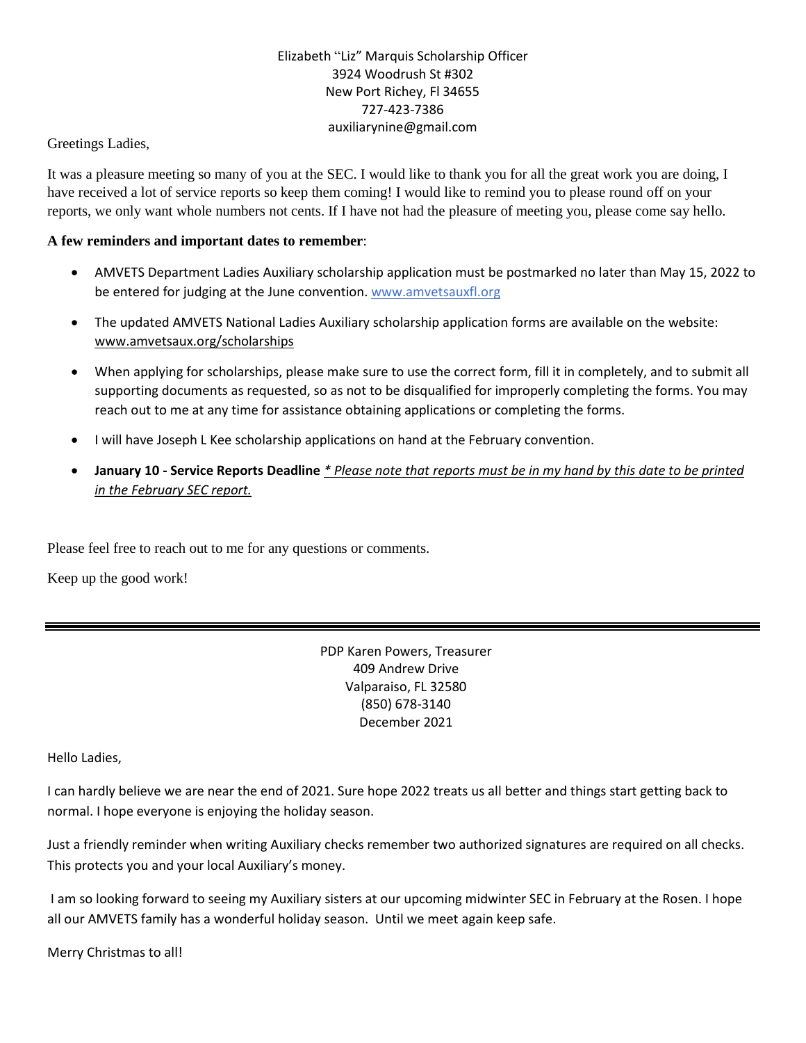Elizabeth "Liz" Marquis Scholarship Officer
3924 Woodrush St #302
New Port Richey, Fl 34655
727-423-7386
auxiliarynine@gmail.com

Greetings Ladies,

It was a pleasure meeting so many of you at the SEC. I would like to thank you for all the great work you are doing, I have received a lot of service reports so keep them coming! I would like to remind you to please round off on your reports, we only want whole numbers not cents. If I have not had the pleasure of meeting you, please come say hello.

**A few reminders and important dates to remember**:

- AMVETS Department Ladies Auxiliary scholarship application must be postmarked no later than May 15, 2022 to be entered for judging at the June convention. www.amvetsauxfl.org
- The updated AMVETS National Ladies Auxiliary scholarship application forms are available on the website: www.amvetsaux.org/scholarships
- When applying for scholarships, please make sure to use the correct form, fill it in completely, and to submit all supporting documents as requested, so as not to be disqualified for improperly completing the forms. You may reach out to me at any time for assistance obtaining applications or completing the forms.
- I will have Joseph L Kee scholarship applications on hand at the February convention.
- **January 10 - Service Reports Deadline** *\* Please note that reports must be in my hand by this date to be printed in the February SEC report.*

Please feel free to reach out to me for any questions or comments.

Keep up the good work!

---

PDP Karen Powers, Treasurer
409 Andrew Drive
Valparaiso, FL 32580
(850) 678-3140
December 2021

Hello Ladies,

I can hardly believe we are near the end of 2021. Sure hope 2022 treats us all better and things start getting back to normal. I hope everyone is enjoying the holiday season.

Just a friendly reminder when writing Auxiliary checks remember two authorized signatures are required on all checks. This protects you and your local Auxiliary's money.

I am so looking forward to seeing my Auxiliary sisters at our upcoming midwinter SEC in February at the Rosen. I hope all our AMVETS family has a wonderful holiday season. Until we meet again keep safe.

Merry Christmas to all!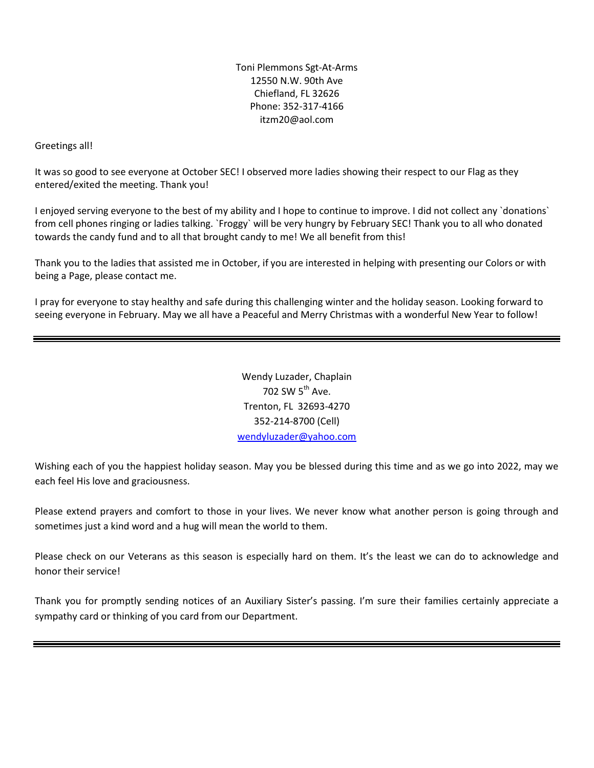Toni Plemmons Sgt-At-Arms
12550 N.W. 90th Ave
Chiefland, FL 32626
Phone: 352-317-4166
itzm20@aol.com

Greetings all!

It was so good to see everyone at October SEC! I observed more ladies showing their respect to our Flag as they entered/exited the meeting. Thank you!

I enjoyed serving everyone to the best of my ability and I hope to continue to improve. I did not collect any `donations` from cell phones ringing or ladies talking. `Froggy` will be very hungry by February SEC! Thank you to all who donated towards the candy fund and to all that brought candy to me! We all benefit from this!

Thank you to the ladies that assisted me in October, if you are interested in helping with presenting our Colors or with being a Page, please contact me.

I pray for everyone to stay healthy and safe during this challenging winter and the holiday season. Looking forward to seeing everyone in February. May we all have a Peaceful and Merry Christmas with a wonderful New Year to follow!

---

Wendy Luzader, Chaplain
702 SW 5th Ave.
Trenton, FL 32693-4270
352-214-8700 (Cell)
wendyluzader@yahoo.com

Wishing each of you the happiest holiday season. May you be blessed during this time and as we go into 2022, may we each feel His love and graciousness.

Please extend prayers and comfort to those in your lives. We never know what another person is going through and sometimes just a kind word and a hug will mean the world to them.

Please check on our Veterans as this season is especially hard on them. It's the least we can do to acknowledge and honor their service!

Thank you for promptly sending notices of an Auxiliary Sister's passing. I'm sure their families certainly appreciate a sympathy card or thinking of you card from our Department.

---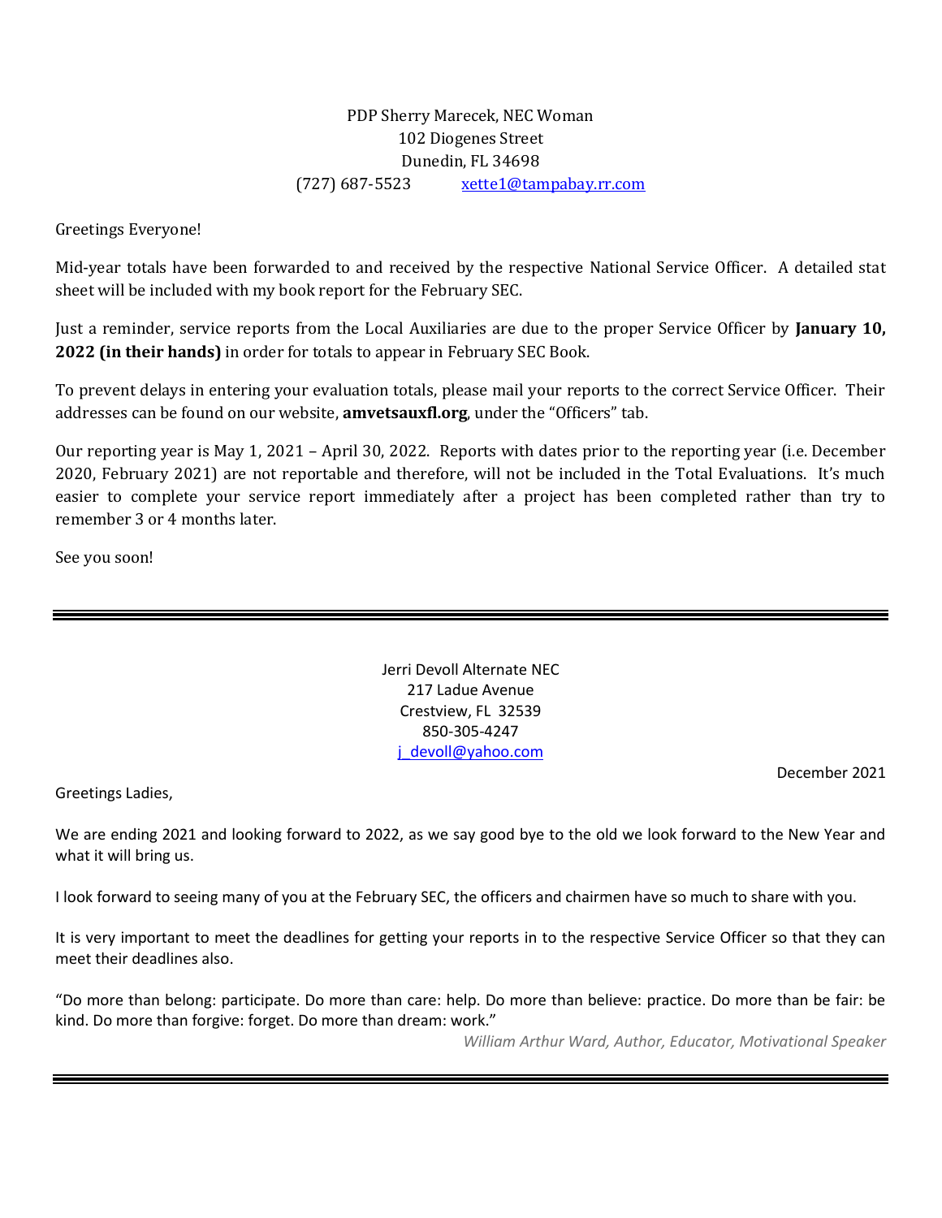PDP Sherry Marecek, NEC Woman
102 Diogenes Street
Dunedin, FL 34698
(727) 687-5523 xette1@tampabay.rr.com

Greetings Everyone!

Mid-year totals have been forwarded to and received by the respective National Service Officer. A detailed stat sheet will be included with my book report for the February SEC.

Just a reminder, service reports from the Local Auxiliaries are due to the proper Service Officer by **January 10, 2022 (in their hands)** in order for totals to appear in February SEC Book.

To prevent delays in entering your evaluation totals, please mail your reports to the correct Service Officer. Their addresses can be found on our website, **amvetsauxfl.org**, under the "Officers" tab.

Our reporting year is May 1, 2021 – April 30, 2022. Reports with dates prior to the reporting year (i.e. December 2020, February 2021) are not reportable and therefore, will not be included in the Total Evaluations. It's much easier to complete your service report immediately after a project has been completed rather than try to remember 3 or 4 months later.

See you soon!

---

Jerri Devoll Alternate NEC
217 Ladue Avenue
Crestview, FL 32539
850-305-4247
j_devoll@yahoo.com

December 2021

Greetings Ladies,

We are ending 2021 and looking forward to 2022, as we say good bye to the old we look forward to the New Year and what it will bring us.

I look forward to seeing many of you at the February SEC, the officers and chairmen have so much to share with you.

It is very important to meet the deadlines for getting your reports in to the respective Service Officer so that they can meet their deadlines also.

"Do more than belong: participate. Do more than care: help. Do more than believe: practice. Do more than be fair: be kind. Do more than forgive: forget. Do more than dream: work."

*William Arthur Ward, Author, Educator, Motivational Speaker*

---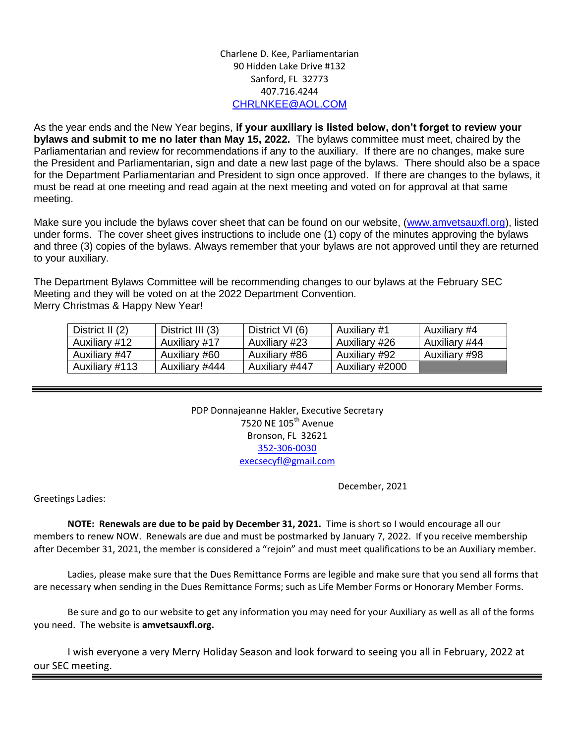Charlene D. Kee, Parliamentarian
90 Hidden Lake Drive #132
Sanford, FL 32773
407.716.4244
CHRLNKEE@AOL.COM

As the year ends and the New Year begins, **if your auxiliary is listed below, don't forget to review your bylaws and submit to me no later than May 15, 2022.** The bylaws committee must meet, chaired by the Parliamentarian and review for recommendations if any to the auxiliary. If there are no changes, make sure the President and Parliamentarian, sign and date a new last page of the bylaws. There should also be a space for the Department Parliamentarian and President to sign once approved. If there are changes to the bylaws, it must be read at one meeting and read again at the next meeting and voted on for approval at that same meeting.

Make sure you include the bylaws cover sheet that can be found on our website, (www.amvetsauxfl.org), listed under forms. The cover sheet gives instructions to include one (1) copy of the minutes approving the bylaws and three (3) copies of the bylaws. Always remember that your bylaws are not approved until they are returned to your auxiliary.

The Department Bylaws Committee will be recommending changes to our bylaws at the February SEC Meeting and they will be voted on at the 2022 Department Convention.
Merry Christmas & Happy New Year!

| District II (2) | District III (3) | District VI (6) | Auxiliary #1 | Auxiliary #4 |
|---|---|---|---|---|
| Auxiliary #12 | Auxiliary #17 | Auxiliary #23 | Auxiliary #26 | Auxiliary #44 |
| Auxiliary #47 | Auxiliary #60 | Auxiliary #86 | Auxiliary #92 | Auxiliary #98 |
| Auxiliary #113 | Auxiliary #444 | Auxiliary #447 | Auxiliary #2000 | |

---

PDP Donnajeanne Hakler, Executive Secretary
7520 NE 105th Avenue
Bronson, FL 32621
352-306-0030
execsecyfl@gmail.com

December, 2021

Greetings Ladies:

**NOTE: Renewals are due to be paid by December 31, 2021.** Time is short so I would encourage all our members to renew NOW. Renewals are due and must be postmarked by January 7, 2022. If you receive membership after December 31, 2021, the member is considered a "rejoin" and must meet qualifications to be an Auxiliary member.

Ladies, please make sure that the Dues Remittance Forms are legible and make sure that you send all forms that are necessary when sending in the Dues Remittance Forms; such as Life Member Forms or Honorary Member Forms.

Be sure and go to our website to get any information you may need for your Auxiliary as well as all of the forms you need. The website is **amvetsauxfl.org.**

I wish everyone a very Merry Holiday Season and look forward to seeing you all in February, 2022 at our SEC meeting.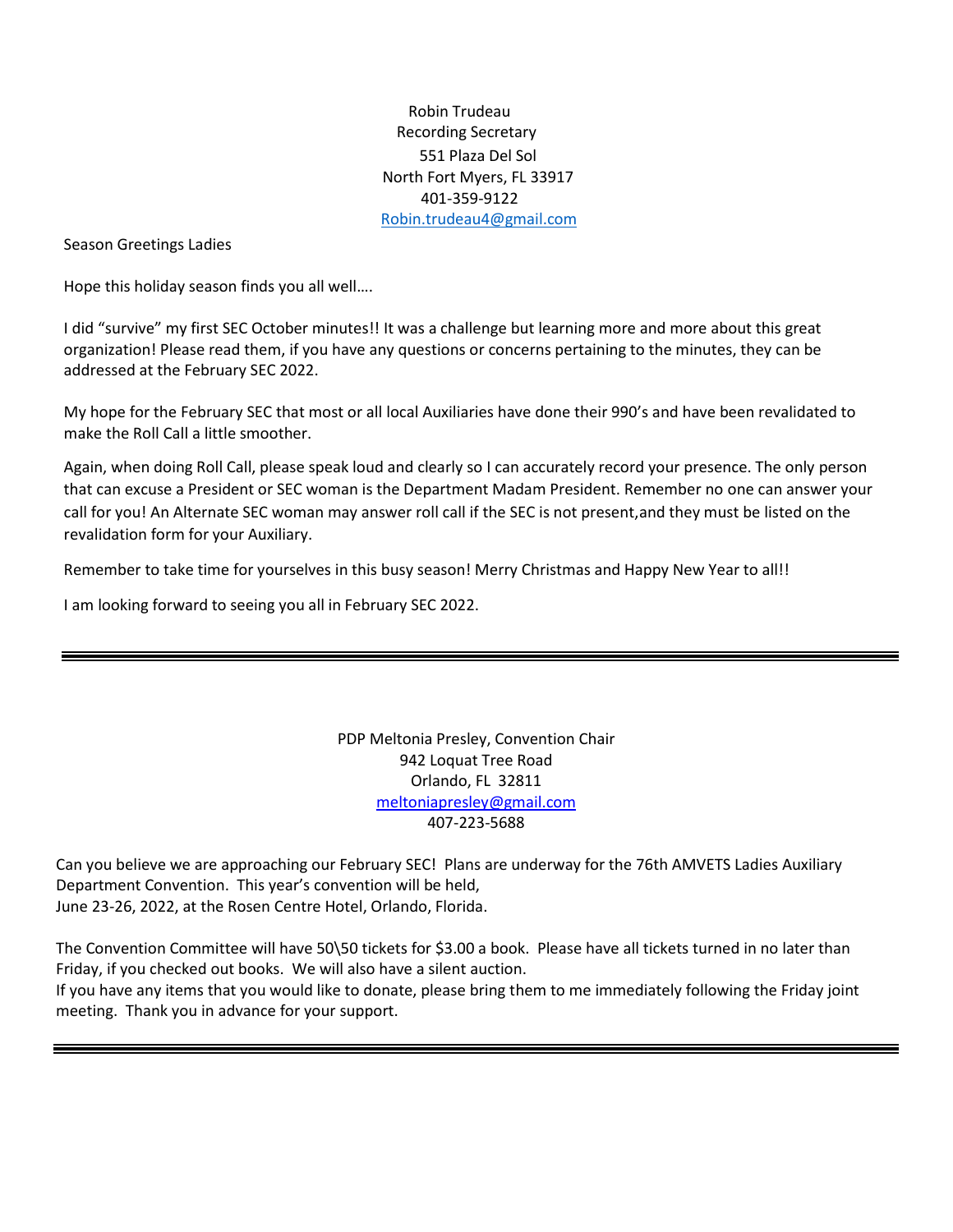Robin Trudeau  
Recording Secretary  
551 Plaza Del Sol  
North Fort Myers, FL 33917  
401-359-9122  
Robin.trudeau4@gmail.com

Season Greetings Ladies

Hope this holiday season finds you all well….

I did "survive" my first SEC October minutes!! It was a challenge but learning more and more about this great organization! Please read them, if you have any questions or concerns pertaining to the minutes, they can be addressed at the February SEC 2022.

My hope for the February SEC that most or all local Auxiliaries have done their 990's and have been revalidated to make the Roll Call a little smoother.

Again, when doing Roll Call, please speak loud and clearly so I can accurately record your presence. The only person that can excuse a President or SEC woman is the Department Madam President. Remember no one can answer your call for you! An Alternate SEC woman may answer roll call if the SEC is not present,and they must be listed on the revalidation form for your Auxiliary.

Remember to take time for yourselves in this busy season! Merry Christmas and Happy New Year to all!!

I am looking forward to seeing you all in February SEC 2022.

---

PDP Meltonia Presley, Convention Chair  
942 Loquat Tree Road  
Orlando, FL 32811  
meltoniapresley@gmail.com  
407-223-5688

Can you believe we are approaching our February SEC! Plans are underway for the 76th AMVETS Ladies Auxiliary Department Convention. This year's convention will be held,  
June 23-26, 2022, at the Rosen Centre Hotel, Orlando, Florida.

The Convention Committee will have 50\50 tickets for $3.00 a book. Please have all tickets turned in no later than Friday, if you checked out books. We will also have a silent auction.  
If you have any items that you would like to donate, please bring them to me immediately following the Friday joint meeting. Thank you in advance for your support.

---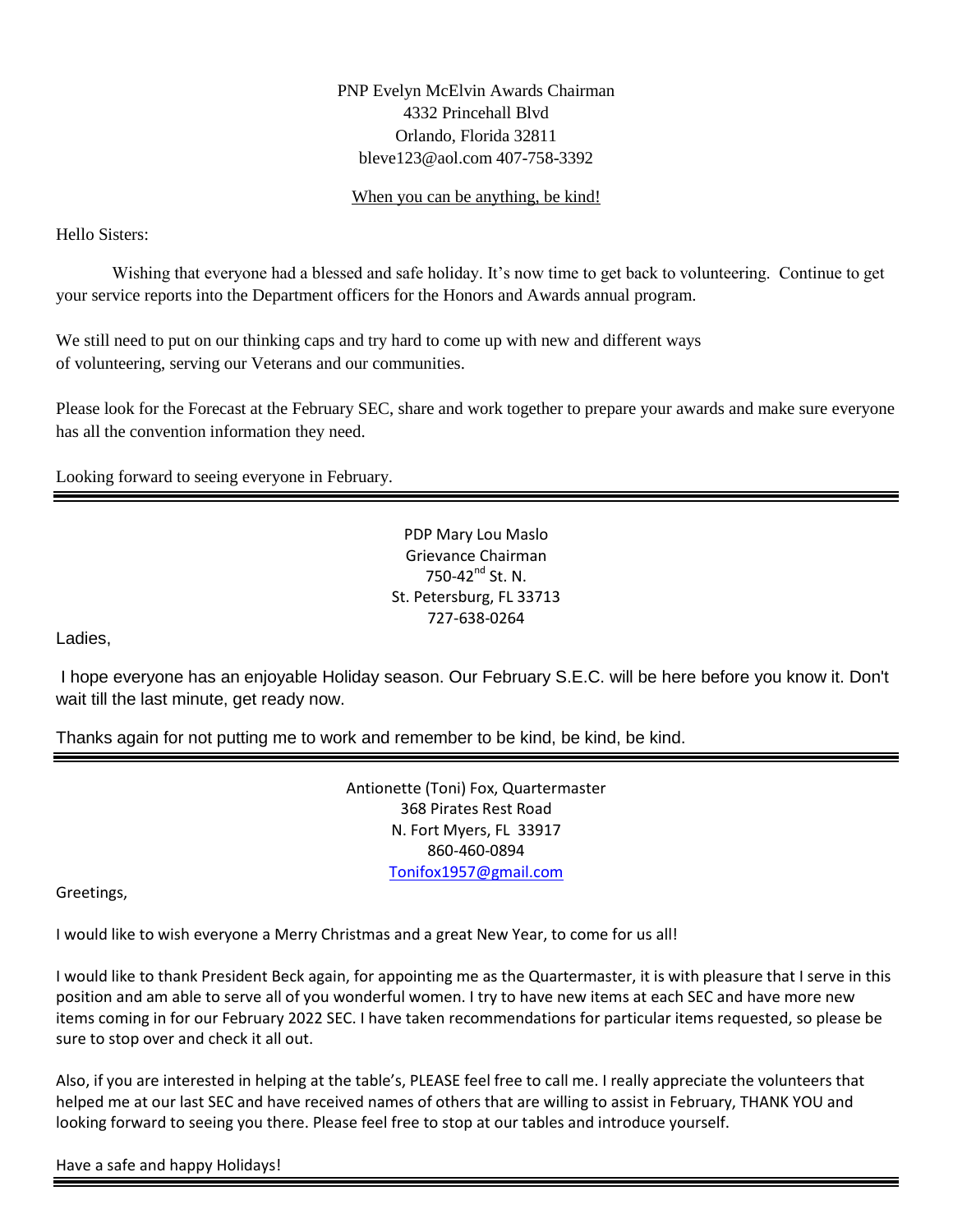PNP Evelyn McElvin Awards Chairman
4332 Princehall Blvd
Orlando, Florida 32811
bleve123@aol.com 407-758-3392

When you can be anything, be kind!

Hello Sisters:

Wishing that everyone had a blessed and safe holiday. It's now time to get back to volunteering. Continue to get your service reports into the Department officers for the Honors and Awards annual program.

We still need to put on our thinking caps and try hard to come up with new and different ways of volunteering, serving our Veterans and our communities.

Please look for the Forecast at the February SEC, share and work together to prepare your awards and make sure everyone has all the convention information they need.

Looking forward to seeing everyone in February.

---

PDP Mary Lou Maslo
Grievance Chairman
750-42nd St. N.
St. Petersburg, FL 33713
727-638-0264

Ladies,

I hope everyone has an enjoyable Holiday season. Our February S.E.C. will be here before you know it. Don't wait till the last minute, get ready now.

Thanks again for not putting me to work and remember to be kind, be kind, be kind.

---

Antionette (Toni) Fox, Quartermaster
368 Pirates Rest Road
N. Fort Myers, FL 33917
860-460-0894
Tonifox1957@gmail.com

Greetings,

I would like to wish everyone a Merry Christmas and a great New Year, to come for us all!

I would like to thank President Beck again, for appointing me as the Quartermaster, it is with pleasure that I serve in this position and am able to serve all of you wonderful women. I try to have new items at each SEC and have more new items coming in for our February 2022 SEC. I have taken recommendations for particular items requested, so please be sure to stop over and check it all out.

Also, if you are interested in helping at the table's, PLEASE feel free to call me. I really appreciate the volunteers that helped me at our last SEC and have received names of others that are willing to assist in February, THANK YOU and looking forward to seeing you there. Please feel free to stop at our tables and introduce yourself.

Have a safe and happy Holidays!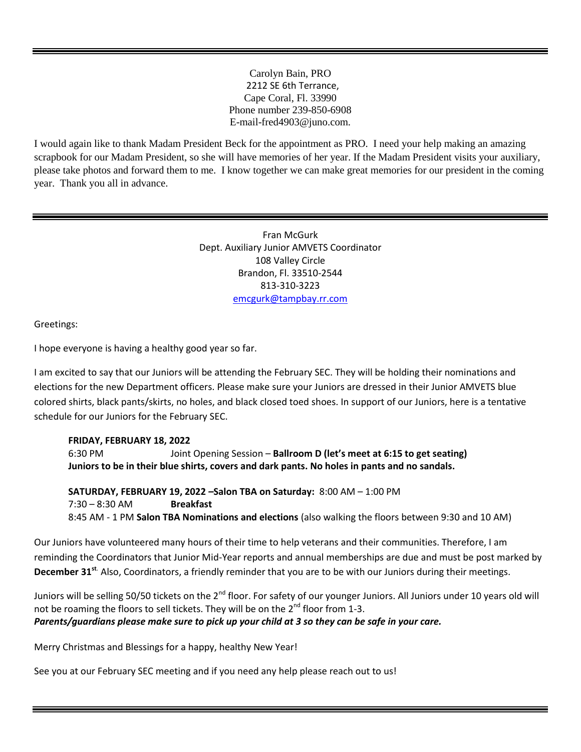Carolyn Bain, PRO
2212 SE 6th Terrance,
Cape Coral, Fl. 33990
Phone number 239-850-6908
E-mail-fred4903@juno.com.

I would again like to thank Madam President Beck for the appointment as PRO. I need your help making an amazing scrapbook for our Madam President, so she will have memories of her year. If the Madam President visits your auxiliary, please take photos and forward them to me. I know together we can make great memories for our president in the coming year. Thank you all in advance.

---

Fran McGurk
Dept. Auxiliary Junior AMVETS Coordinator
108 Valley Circle
Brandon, Fl. 33510-2544
813-310-3223
emcgurk@tampbay.rr.com

Greetings:

I hope everyone is having a healthy good year so far.

I am excited to say that our Juniors will be attending the February SEC. They will be holding their nominations and elections for the new Department officers. Please make sure your Juniors are dressed in their Junior AMVETS blue colored shirts, black pants/skirts, no holes, and black closed toed shoes. In support of our Juniors, here is a tentative schedule for our Juniors for the February SEC.

**FRIDAY, FEBRUARY 18, 2022**
6:30 PM Joint Opening Session – **Ballroom D (let's meet at 6:15 to get seating)**
**Juniors to be in their blue shirts, covers and dark pants. No holes in pants and no sandals.**

**SATURDAY, FEBRUARY 19, 2022 –Salon TBA on Saturday:** 8:00 AM – 1:00 PM
7:30 – 8:30 AM **Breakfast**
8:45 AM - 1 PM **Salon TBA Nominations and elections** (also walking the floors between 9:30 and 10 AM)

Our Juniors have volunteered many hours of their time to help veterans and their communities. Therefore, I am reminding the Coordinators that Junior Mid-Year reports and annual memberships are due and must be post marked by **December 31st**. Also, Coordinators, a friendly reminder that you are to be with our Juniors during their meetings.

Juniors will be selling 50/50 tickets on the 2nd floor. For safety of our younger Juniors. All Juniors under 10 years old will not be roaming the floors to sell tickets. They will be on the 2nd floor from 1-3.
***Parents/guardians please make sure to pick up your child at 3 so they can be safe in your care.***

Merry Christmas and Blessings for a happy, healthy New Year!

See you at our February SEC meeting and if you need any help please reach out to us!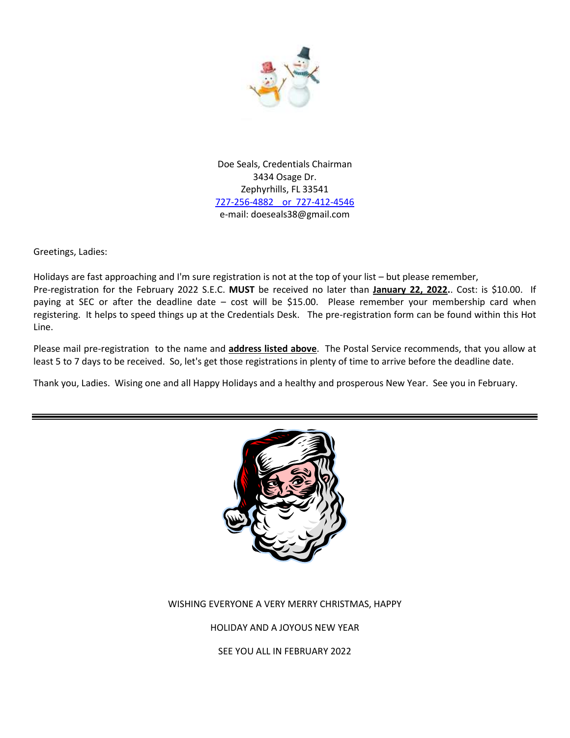Doe Seals, Credentials Chairman
3434 Osage Dr.
Zephyrhills, FL 33541
727-256-4882 or 727-412-4546
e-mail: doeseals38@gmail.com

Greetings, Ladies:

Holidays are fast approaching and I'm sure registration is not at the top of your list – but please remember, Pre-registration for the February 2022 S.E.C. **MUST** be received no later than **January 22, 2022.**. Cost: is $10.00. If paying at SEC or after the deadline date – cost will be $15.00. Please remember your membership card when registering. It helps to speed things up at the Credentials Desk. The pre-registration form can be found within this Hot Line.

Please mail pre-registration to the name and **address listed above**. The Postal Service recommends, that you allow at least 5 to 7 days to be received. So, let's get those registrations in plenty of time to arrive before the deadline date.

Thank you, Ladies. Wising one and all Happy Holidays and a healthy and prosperous New Year. See you in February.

---

WISHING EVERYONE A VERY MERRY CHRISTMAS, HAPPY

HOLIDAY AND A JOYOUS NEW YEAR

SEE YOU ALL IN FEBRUARY 2022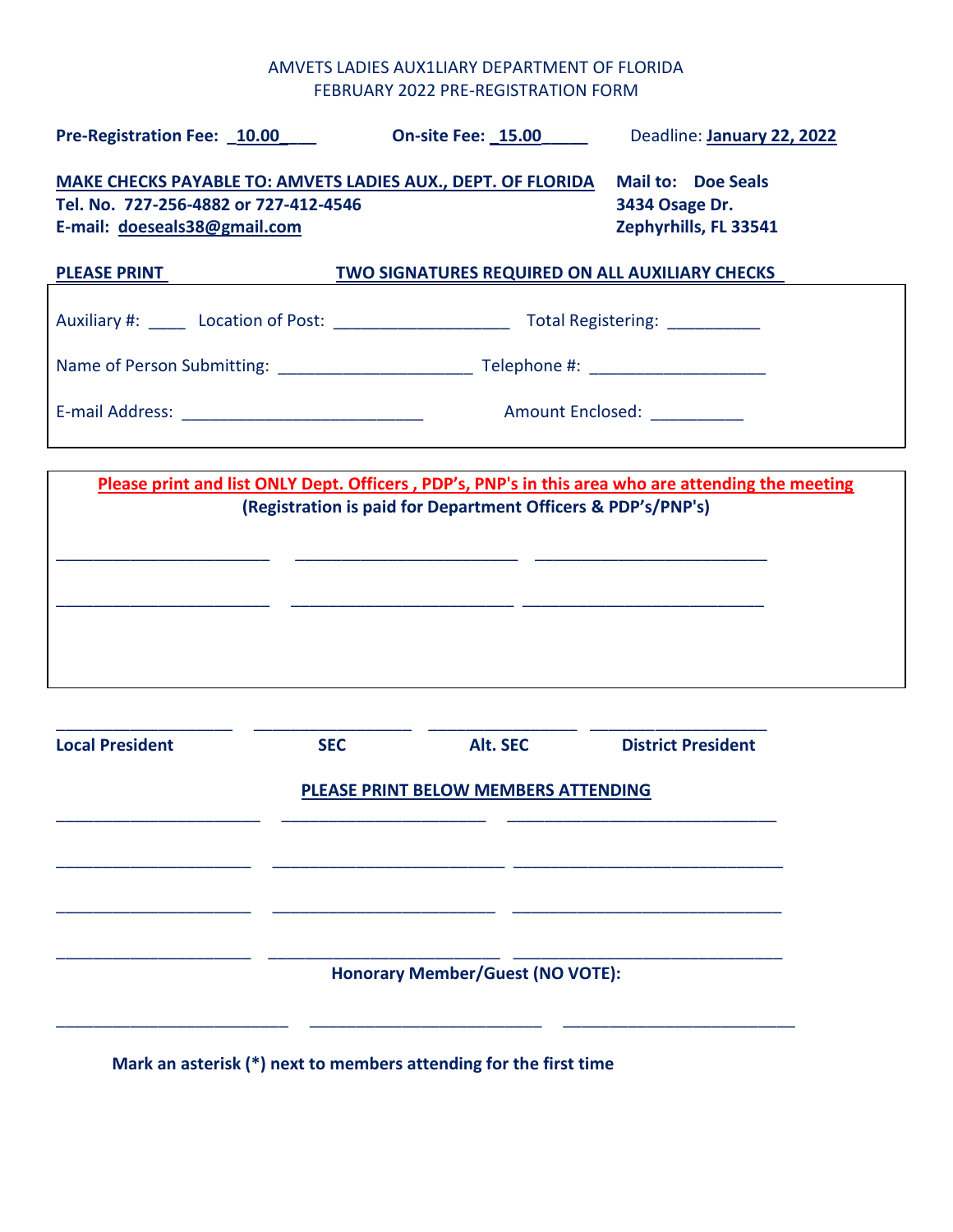AMVETS LADIES AUX1LIARY DEPARTMENT OF FLORIDA
FEBRUARY 2022 PRE-REGISTRATION FORM

**Pre-Registration Fee: _10.00___** **On-site Fee: _15.00_____** Deadline: **January 22, 2022**

**MAKE CHECKS PAYABLE TO: AMVETS LADIES AUX., DEPT. OF FLORIDA**
**Tel. No. 727-256-4882 or 727-412-4546**
**E-mail: doeseals38@gmail.com**

**Mail to: Doe Seals**
**3434 Osage Dr.**
**Zephyrhills, FL 33541**

**PLEASE PRINT** **TWO SIGNATURES REQUIRED ON ALL AUXILIARY CHECKS**

Auxiliary #: ____ Location of Post: ___________________ Total Registering: __________

Name of Person Submitting: _____________________ Telephone #: ___________________

E-mail Address: __________________________ Amount Enclosed: __________

**Please print and list ONLY Dept. Officers , PDP's, PNP's in this area who are attending the meeting**
**(Registration is paid for Department Officers & PDP's/PNP's)**

_______________________ ________________________ _________________________

_______________________ ________________________ _________________________

___________________ _________________ ________________ ___________________
**Local President** **SEC** **Alt. SEC** **District President**

**PLEASE PRINT BELOW MEMBERS ATTENDING**

______________________ ______________________ _____________________________

_____________________ _________________________ _____________________________

_____________________ ________________________ _____________________________

_____________________ _________________________ _____________________________

**Honorary Member/Guest (NO VOTE):**

_________________________ _________________________ _________________________

**Mark an asterisk (*) next to members attending for the first time**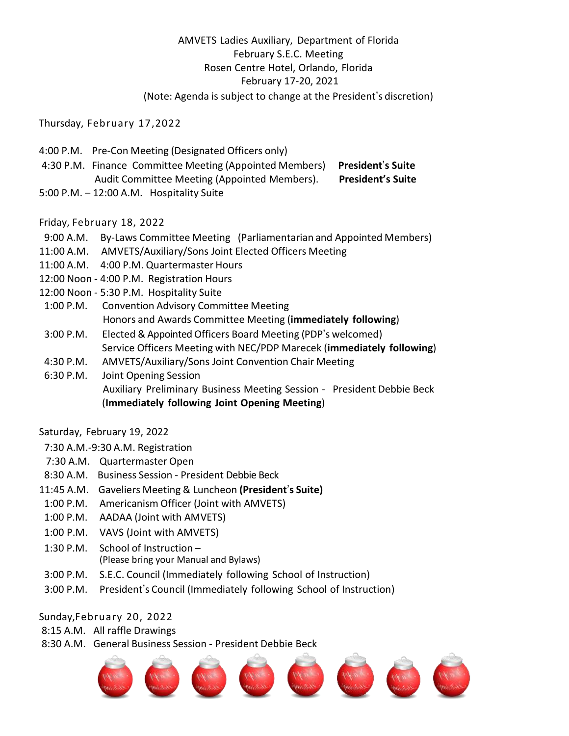AMVETS Ladies Auxiliary, Department of Florida
February S.E.C. Meeting
Rosen Centre Hotel, Orlando, Florida
February 17-20, 2021
(Note: Agenda is subject to change at the President's discretion)

Thursday, February 17,2022

4:00 P.M. Pre-Con Meeting (Designated Officers only)
4:30 P.M. Finance Committee Meeting (Appointed Members) **President's Suite**
Audit Committee Meeting (Appointed Members). **President's Suite**
5:00 P.M. – 12:00 A.M. Hospitality Suite

Friday, February 18, 2022

9:00 A.M. By-Laws Committee Meeting (Parliamentarian and Appointed Members)
11:00 A.M. AMVETS/Auxiliary/Sons Joint Elected Officers Meeting
11:00 A.M. 4:00 P.M. Quartermaster Hours
12:00 Noon - 4:00 P.M. Registration Hours
12:00 Noon - 5:30 P.M. Hospitality Suite
1:00 P.M. Convention Advisory Committee Meeting
Honors and Awards Committee Meeting (**immediately following**)
3:00 P.M. Elected & Appointed Officers Board Meeting (PDP's welcomed)
Service Officers Meeting with NEC/PDP Marecek (**immediately following**)
4:30 P.M. AMVETS/Auxiliary/Sons Joint Convention Chair Meeting
6:30 P.M. Joint Opening Session
Auxiliary Preliminary Business Meeting Session - President Debbie Beck
(**Immediately following Joint Opening Meeting**)

Saturday, February 19, 2022

7:30 A.M.-9:30 A.M. Registration
7:30 A.M. Quartermaster Open
8:30 A.M. Business Session - President Debbie Beck
11:45 A.M. Gaveliers Meeting & Luncheon **(President's Suite)**
1:00 P.M. Americanism Officer (Joint with AMVETS)
1:00 P.M. AADAA (Joint with AMVETS)
1:00 P.M. VAVS (Joint with AMVETS)
1:30 P.M. School of Instruction –
(Please bring your Manual and Bylaws)
3:00 P.M. S.E.C. Council (Immediately following School of Instruction)
3:00 P.M. President's Council (Immediately following School of Instruction)

Sunday,February 20, 2022

8:15 A.M. All raffle Drawings
8:30 A.M. General Business Session - President Debbie Beck